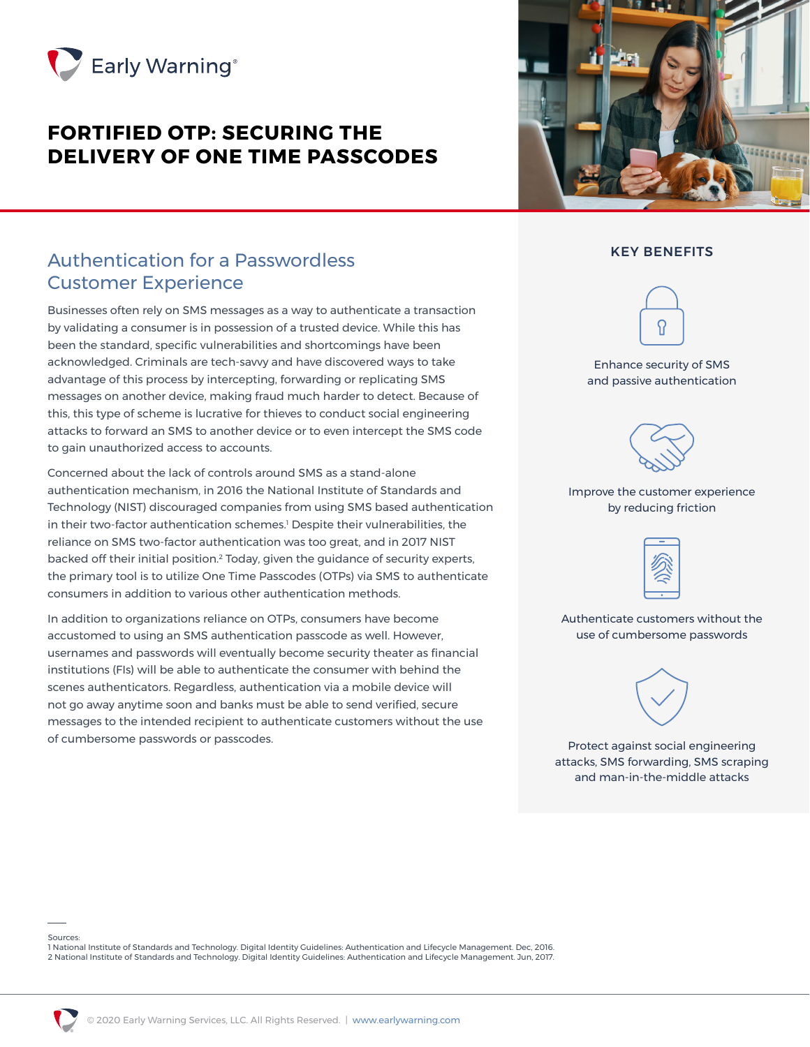Early Warning®

# FORTIFIED OTP: SECURING THE DELIVERY OF ONE TIME PASSCODES

## Authentication for a Passwordless Customer Experience

Businesses often rely on SMS messages as a way to authenticate a transaction by validating a consumer is in possession of a trusted device. While this has been the standard, specific vulnerabilities and shortcomings have been acknowledged. Criminals are tech-savvy and have discovered ways to take advantage of this process by intercepting, forwarding or replicating SMS messages on another device, making fraud much harder to detect. Because of this, this type of scheme is lucrative for thieves to conduct social engineering attacks to forward an SMS to another device or to even intercept the SMS code to gain unauthorized access to accounts.

Concerned about the lack of controls around SMS as a stand-alone authentication mechanism, in 2016 the National Institute of Standards and Technology (NIST) discouraged companies from using SMS based authentication in their two-factor authentication schemes.[1] Despite their vulnerabilities, the reliance on SMS two-factor authentication was too great, and in 2017 NIST backed off their initial position.[2] Today, given the guidance of security experts, the primary tool is to utilize One Time Passcodes (OTPs) via SMS to authenticate consumers in addition to various other authentication methods.

In addition to organizations reliance on OTPs, consumers have become accustomed to using an SMS authentication passcode as well. However, usernames and passwords will eventually become security theater as financial institutions (FIs) will be able to authenticate the consumer with behind the scenes authenticators. Regardless, authentication via a mobile device will not go away anytime soon and banks must be able to send verified, secure messages to the intended recipient to authenticate customers without the use of cumbersome passwords or passcodes.

### KEY BENEFITS

- Enhance security of SMS and passive authentication
- Improve the customer experience by reducing friction
- Authenticate customers without the use of cumbersome passwords
- Protect against social engineering attacks, SMS forwarding, SMS scraping and man-in-the-middle attacks

Sources:
1 National Institute of Standards and Technology. Digital Identity Guidelines: Authentication and Lifecycle Management. Dec, 2016.
2 National Institute of Standards and Technology. Digital Identity Guidelines: Authentication and Lifecycle Management. Jun, 2017.

© 2020 Early Warning Services, LLC. All Rights Reserved. | www.earlywarning.com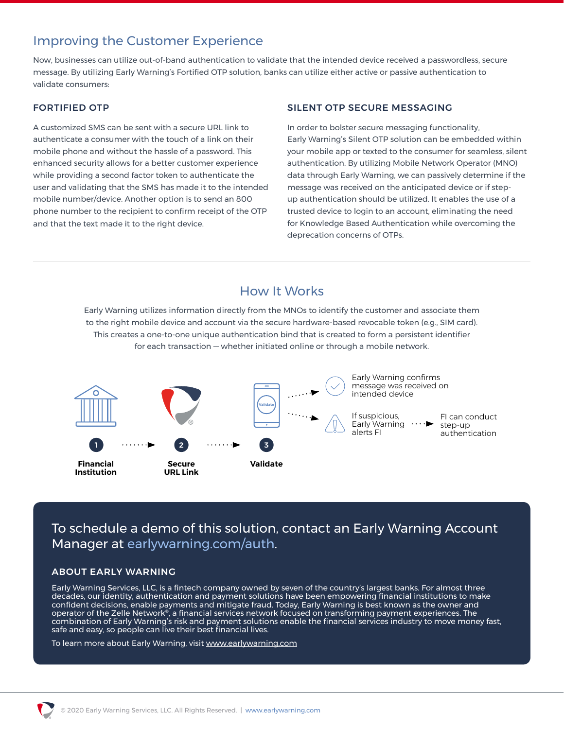## Improving the Customer Experience

Now, businesses can utilize out-of-band authentication to validate that the intended device received a passwordless, secure message. By utilizing Early Warning's Fortified OTP solution, banks can utilize either active or passive authentication to validate consumers:

### FORTIFIED OTP

A customized SMS can be sent with a secure URL link to authenticate a consumer with the touch of a link on their mobile phone and without the hassle of a password. This enhanced security allows for a better customer experience while providing a second factor token to authenticate the user and validating that the SMS has made it to the intended mobile number/device. Another option is to send an 800 phone number to the recipient to confirm receipt of the OTP and that the text made it to the right device.

### SILENT OTP SECURE MESSAGING

In order to bolster secure messaging functionality, Early Warning's Silent OTP solution can be embedded within your mobile app or texted to the consumer for seamless, silent authentication. By utilizing Mobile Network Operator (MNO) data through Early Warning, we can passively determine if the message was received on the anticipated device or if step-up authentication should be utilized. It enables the use of a trusted device to login to an account, eliminating the need for Knowledge Based Authentication while overcoming the deprecation concerns of OTPs.

## How It Works

Early Warning utilizes information directly from the MNOs to identify the customer and associate them to the right mobile device and account via the secure hardware-based revocable token (e.g., SIM card). This creates a one-to-one unique authentication bind that is created to form a persistent identifier for each transaction — whether initiated online or through a mobile network.

1 Financial Institution

2 Secure URL Link

3 Validate

Validate

Early Warning confirms message was received on intended device

If suspicious, Early Warning alerts FI

FI can conduct step-up authentication

## To schedule a demo of this solution, contact an Early Warning Account Manager at earlywarning.com/auth.

### ABOUT EARLY WARNING

Early Warning Services, LLC, is a fintech company owned by seven of the country's largest banks. For almost three decades, our identity, authentication and payment solutions have been empowering financial institutions to make confident decisions, enable payments and mitigate fraud. Today, Early Warning is best known as the owner and operator of the Zelle Network®, a financial services network focused on transforming payment experiences. The combination of Early Warning's risk and payment solutions enable the financial services industry to move money fast, safe and easy, so people can live their best financial lives.

To learn more about Early Warning, visit www.earlywarning.com

© 2020 Early Warning Services, LLC. All Rights Reserved. | www.earlywarning.com